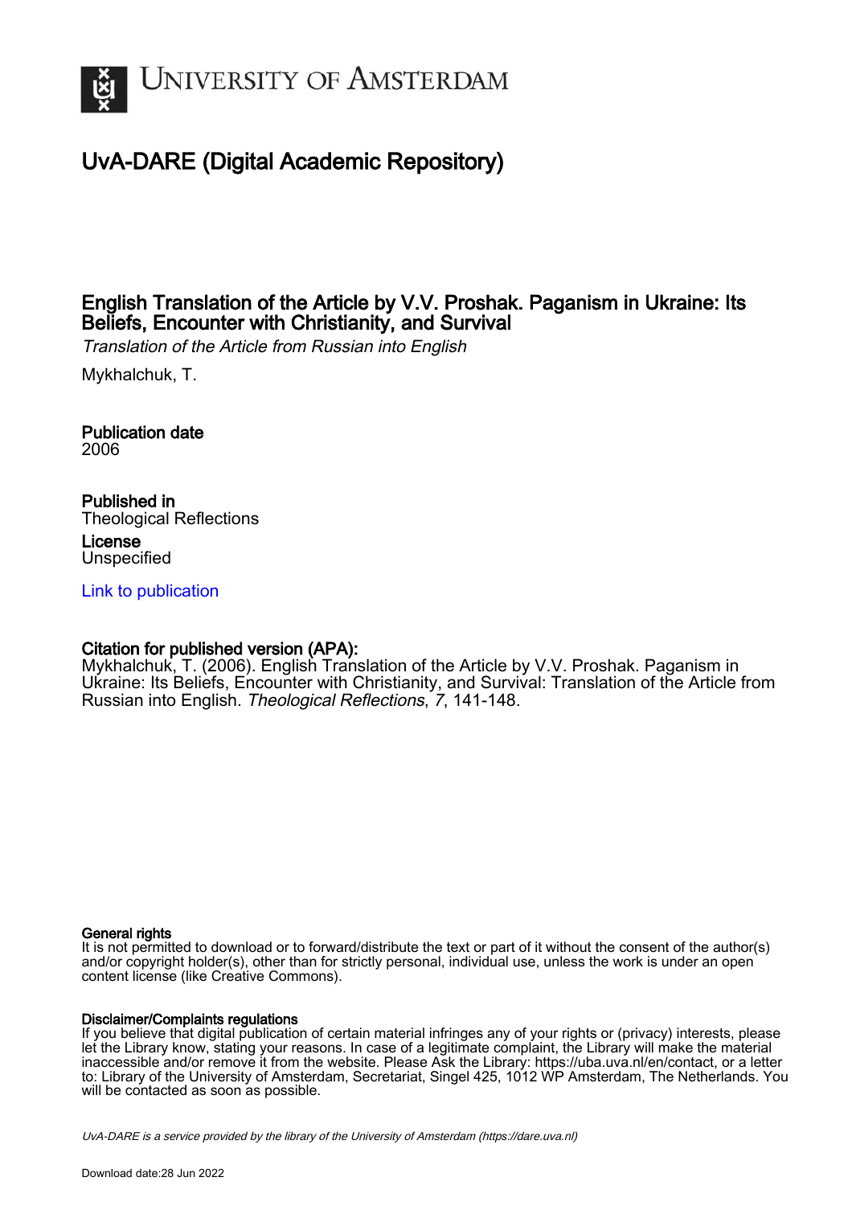# UNIVERSITY OF AMSTERDAM

# UvA-DARE (Digital Academic Repository)

## English Translation of the Article by V.V. Proshak. Paganism in Ukraine: Its Beliefs, Encounter with Christianity, and Survival

*Translation of the Article from Russian into English*

Mykhalchuk, T.

**Publication date**
2006

**Published in**
Theological Reflections

**License**
Unspecified

[Link to publication](#)

**Citation for published version (APA):**
Mykhalchuk, T. (2006). English Translation of the Article by V.V. Proshak. Paganism in Ukraine: Its Beliefs, Encounter with Christianity, and Survival: Translation of the Article from Russian into English. *Theological Reflections*, *7*, 141-148.

**General rights**
It is not permitted to download or to forward/distribute the text or part of it without the consent of the author(s) and/or copyright holder(s), other than for strictly personal, individual use, unless the work is under an open content license (like Creative Commons).

**Disclaimer/Complaints regulations**
If you believe that digital publication of certain material infringes any of your rights or (privacy) interests, please let the Library know, stating your reasons. In case of a legitimate complaint, the Library will make the material inaccessible and/or remove it from the website. Please Ask the Library: https://uba.uva.nl/en/contact, or a letter to: Library of the University of Amsterdam, Secretariat, Singel 425, 1012 WP Amsterdam, The Netherlands. You will be contacted as soon as possible.

UvA-DARE is a service provided by the library of the University of Amsterdam (https://dare.uva.nl)

Download date:28 Jun 2022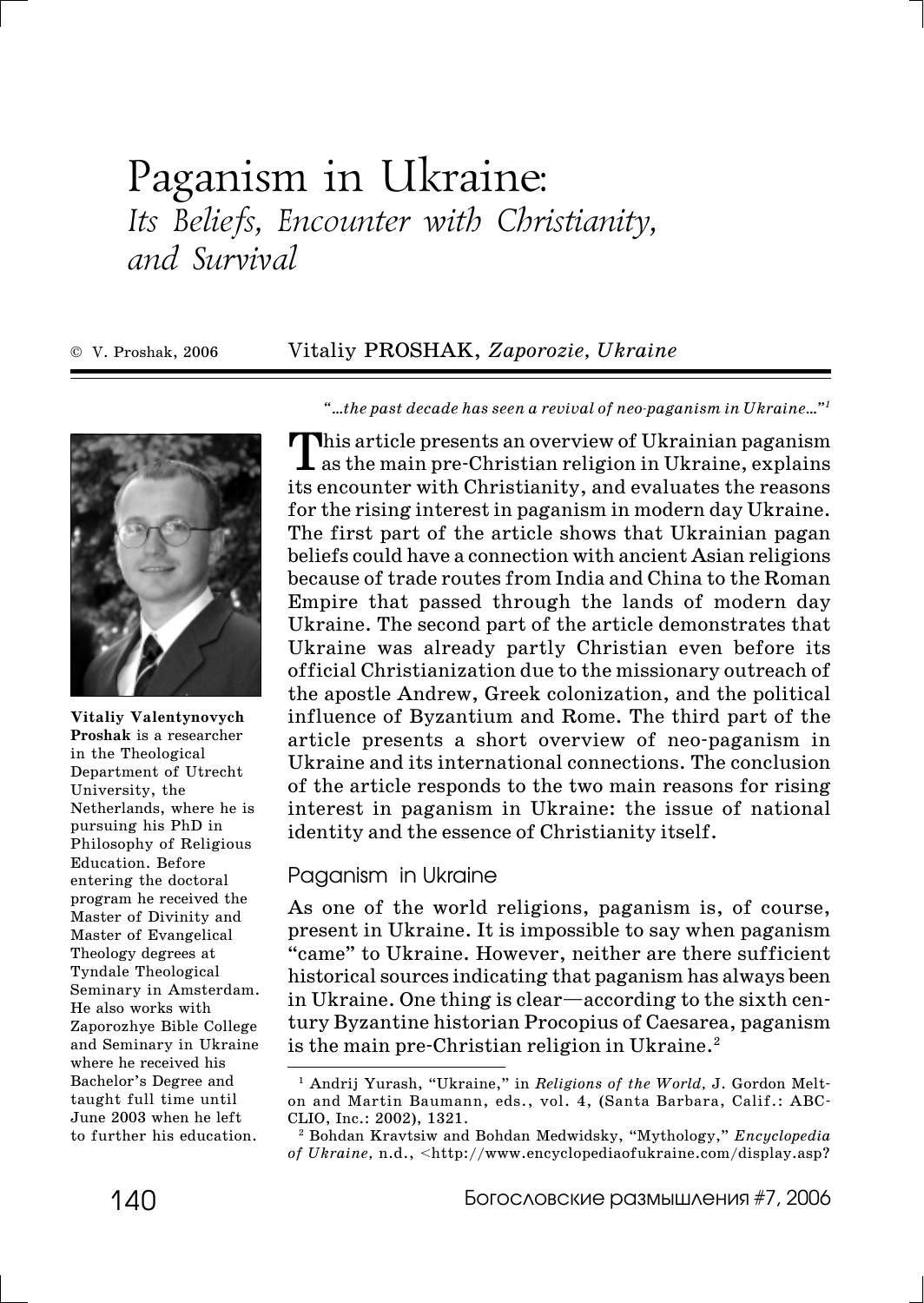# Paganism in Ukraine: *Its Beliefs, Encounter with Christianity, and Survival*

© V. Proshak, 2006

Vitaliy PROSHAK, *Zaporozie, Ukraine*

**Vitaliy Valentynovych Proshak** is a researcher in the Theological Department of Utrecht University, the Netherlands, where he is pursuing his PhD in Philosophy of Religious Education. Before entering the doctoral program he received the Master of Divinity and Master of Evangelical Theology degrees at Tyndale Theological Seminary in Amsterdam. He also works with Zaporozhye Bible College and Seminary in Ukraine where he received his Bachelor's Degree and taught full time until June 2003 when he left to further his education.

*"...the past decade has seen a revival of neo-paganism in Ukraine..."*[1]

This article presents an overview of Ukrainian paganism as the main pre-Christian religion in Ukraine, explains its encounter with Christianity, and evaluates the reasons for the rising interest in paganism in modern day Ukraine. The first part of the article shows that Ukrainian pagan beliefs could have a connection with ancient Asian religions because of trade routes from India and China to the Roman Empire that passed through the lands of modern day Ukraine. The second part of the article demonstrates that Ukraine was already partly Christian even before its official Christianization due to the missionary outreach of the apostle Andrew, Greek colonization, and the political influence of Byzantium and Rome. The third part of the article presents a short overview of neo-paganism in Ukraine and its international connections. The conclusion of the article responds to the two main reasons for rising interest in paganism in Ukraine: the issue of national identity and the essence of Christianity itself.

## Paganism in Ukraine

As one of the world religions, paganism is, of course, present in Ukraine. It is impossible to say when paganism "came" to Ukraine. However, neither are there sufficient historical sources indicating that paganism has always been in Ukraine. One thing is clear—according to the sixth century Byzantine historian Procopius of Caesarea, paganism is the main pre-Christian religion in Ukraine.[2]

---

[1] Andrij Yurash, "Ukraine," in *Religions of the World,* J. Gordon Melton and Martin Baumann, eds., vol. 4, (Santa Barbara, Calif.: ABC-CLIO, Inc.: 2002), 1321.

[2] Bohdan Kravtsiw and Bohdan Medwidsky, "Mythology," *Encyclopedia of Ukraine,* n.d., <http://www.encyclopediaofukraine.com/display.asp?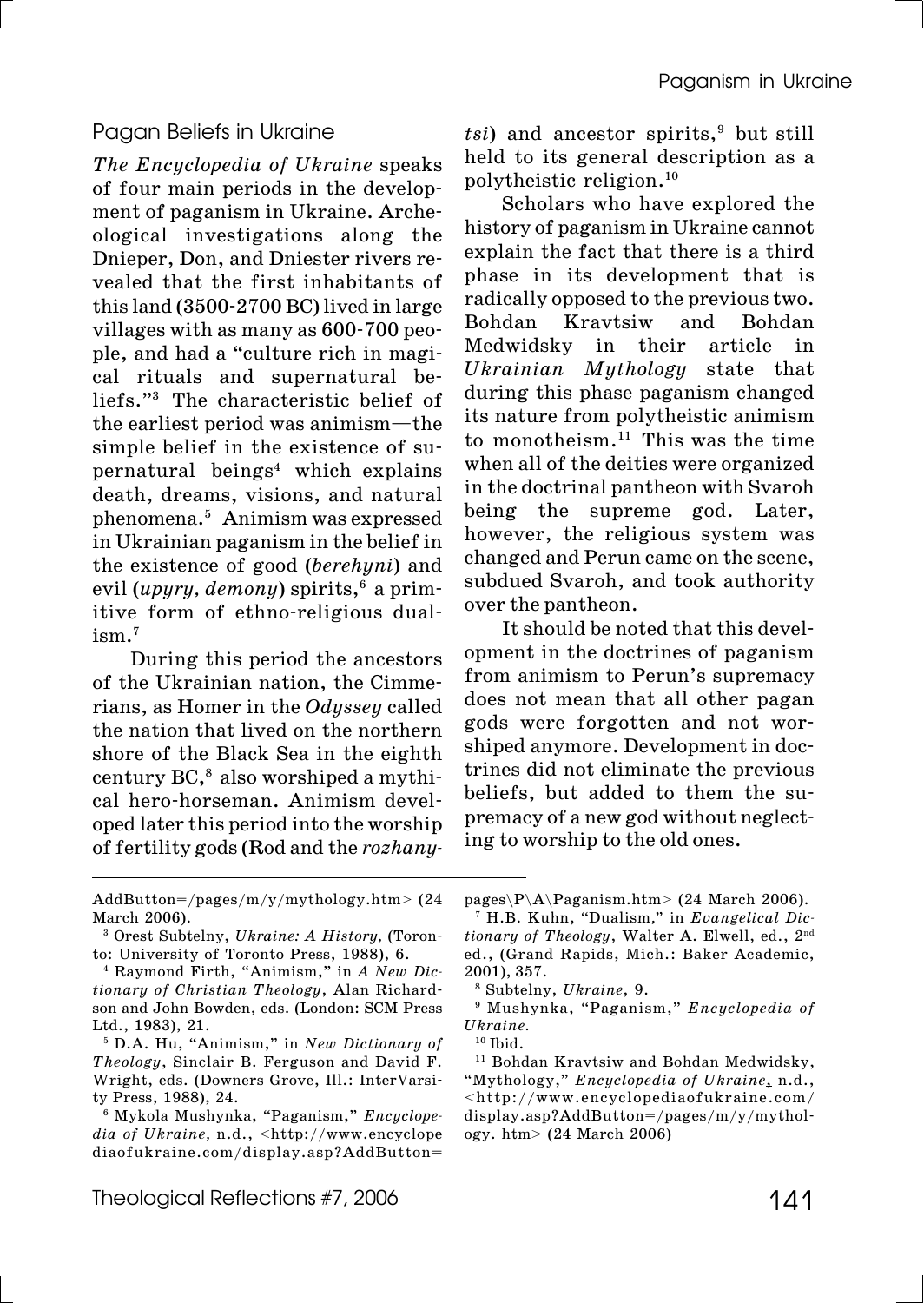## Pagan Beliefs in Ukraine

*The Encyclopedia of Ukraine* speaks of four main periods in the development of paganism in Ukraine. Archeological investigations along the Dnieper, Don, and Dniester rivers revealed that the first inhabitants of this land (3500-2700 BC) lived in large villages with as many as 600-700 people, and had a "culture rich in magical rituals and supernatural beliefs."[3] The characteristic belief of the earliest period was animism—the simple belief in the existence of supernatural beings[4] which explains death, dreams, visions, and natural phenomena.[5] Animism was expressed in Ukrainian paganism in the belief in the existence of good (*berehyni*) and evil (*upyry, demony*) spirits,[6] a primitive form of ethno-religious dualism.[7]

During this period the ancestors of the Ukrainian nation, the Cimmerians, as Homer in the *Odyssey* called the nation that lived on the northern shore of the Black Sea in the eighth century BC,[8] also worshiped a mythical hero-horseman. Animism developed later this period into the worship of fertility gods (Rod and the *rozhanytsi*) and ancestor spirits,[9] but still held to its general description as a polytheistic religion.[10]

Scholars who have explored the history of paganism in Ukraine cannot explain the fact that there is a third phase in its development that is radically opposed to the previous two. Bohdan Kravtsiw and Bohdan Medwidsky in their article in *Ukrainian Mythology* state that during this phase paganism changed its nature from polytheistic animism to monotheism.[11] This was the time when all of the deities were organized in the doctrinal pantheon with Svaroh being the supreme god. Later, however, the religious system was changed and Perun came on the scene, subdued Svaroh, and took authority over the pantheon.

It should be noted that this development in the doctrines of paganism from animism to Perun's supremacy does not mean that all other pagan gods were forgotten and not worshiped anymore. Development in doctrines did not eliminate the previous beliefs, but added to them the supremacy of a new god without neglecting to worship to the old ones.

---

AddButton=/pages/m/y/mythology.htm> (24 March 2006).

[3] Orest Subtelny, *Ukraine: A History,* (Toronto: University of Toronto Press, 1988), 6.

[4] Raymond Firth, "Animism," in *A New Dictionary of Christian Theology*, Alan Richardson and John Bowden, eds. (London: SCM Press Ltd., 1983), 21.

[5] D.A. Hu, "Animism," in *New Dictionary of Theology*, Sinclair B. Ferguson and David F. Wright, eds. (Downers Grove, Ill.: InterVarsity Press, 1988), 24.

[6] Mykola Mushynka, "Paganism," *Encyclopedia of Ukraine,* n.d., <http://www.encyclopediaofukraine.com/display.asp?AddButton=pages\P\A\Paganism.htm> (24 March 2006).

[7] H.B. Kuhn, "Dualism," in *Evangelical Dictionary of Theology*, Walter A. Elwell, ed., 2nd ed., (Grand Rapids, Mich.: Baker Academic, 2001), 357.

[8] Subtelny, *Ukraine*, 9.

[9] Mushynka, "Paganism," *Encyclopedia of Ukraine.*

[10] Ibid.

[11] Bohdan Kravtsiw and Bohdan Medwidsky, "Mythology," *Encyclopedia of Ukraine*, n.d., <http://www.encyclopediaofukraine.com/display.asp?AddButton=/pages/m/y/mythology. htm> (24 March 2006)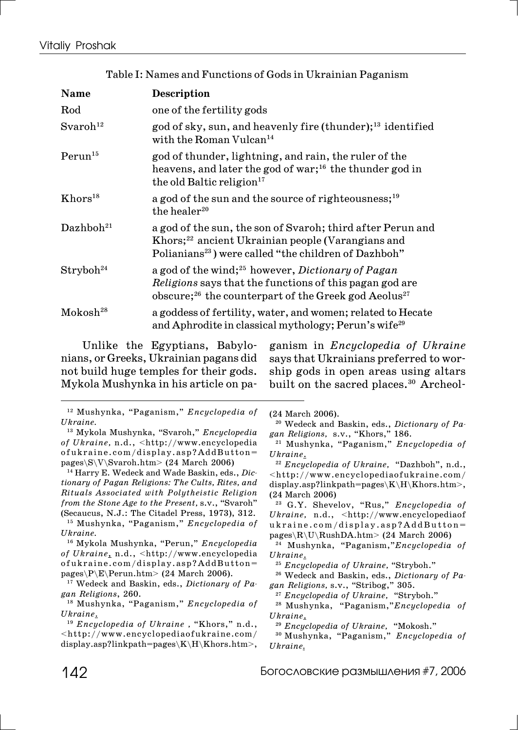Table I: Names and Functions of Gods in Ukrainian Paganism

| Name | Description |
|---|---|
| Rod | one of the fertility gods |
| Svaroh[12] | god of sky, sun, and heavenly fire (thunder);[13] identified with the Roman Vulcan[14] |
| Perun[15] | god of thunder, lightning, and rain, the ruler of the heavens, and later the god of war;[16] the thunder god in the old Baltic religion[17] |
| Khors[18] | a god of the sun and the source of righteousness;[19] the healer[20] |
| Dazhboh[21] | a god of the sun, the son of Svaroh; third after Perun and Khors;[22] ancient Ukrainian people (Varangians and Polianians[23]) were called "the children of Dazhboh" |
| Stryboh[24] | a god of the wind;[25] however, *Dictionary of Pagan Religions* says that the functions of this pagan god are obscure;[26] the counterpart of the Greek god Aeolus[27] |
| Mokosh[28] | a goddess of fertility, water, and women; related to Hecate and Aphrodite in classical mythology; Perun's wife[29] |

Unlike the Egyptians, Babylonians, or Greeks, Ukrainian pagans did not build huge temples for their gods. Mykola Mushynka in his article on paganism in *Encyclopedia of Ukraine* says that Ukrainians preferred to worship gods in open areas using altars built on the sacred places.[30] Archeol-

---

[12] Mushynka, "Paganism," *Encyclopedia of Ukraine*.

[13] Mykola Mushynka, "Svaroh," *Encyclopedia of Ukraine,* n.d., <http://www.encyclopediaofukraine.com/display.asp?AddButton=pages\S\V\Svaroh.htm> (24 March 2006)

[14] Harry E. Wedeck and Wade Baskin, eds., *Dictionary of Pagan Religions: The Cults, Rites, and Rituals Associated with Polytheistic Religion from the Stone Age to the Present,* s.v., "Svaroh" (Secaucus, N.J.: The Citadel Press, 1973), 312.

[15] Mushynka, "Paganism," *Encyclopedia of Ukraine*.

[16] Mykola Mushynka, "Perun," *Encyclopedia of Ukraine*, n.d., <http://www.encyclopediaofukraine.com/display.asp?AddButton=pages\P\E\Perun.htm> (24 March 2006).

[17] Wedeck and Baskin, eds., *Dictionary of Pagan Religions*, 260.

[18] Mushynka, "Paganism," *Encyclopedia of Ukraine*.

[19] *Encyclopedia of Ukraine* , "Khors," n.d., <http://www.encyclopediaofukraine.com/display.asp?linkpath=pages\K\H\Khors.htm>, (24 March 2006).

[20] Wedeck and Baskin, eds., *Dictionary of Pagan Religions,* s.v., "Khors," 186.

[21] Mushynka, "Paganism," *Encyclopedia of Ukraine*.

[22] *Encyclopedia of Ukraine,* "Dazhboh", n.d., <http://www.encyclopediaofukraine.com/display.asp?linkpath=pages\K\H\Khors.htm>, (24 March 2006)

[23] G.Y. Shevelov, "Rus," *Encyclopedia of Ukraine,* n.d., <http://www.encyclopediaofukraine.com/display.asp?AddButton=pages\R\U\RushDA.htm> (24 March 2006)

[24] Mushynka, "Paganism,"*Encyclopedia of Ukraine*.

[25] *Encyclopedia of Ukraine,* "Stryboh."

[26] Wedeck and Baskin, eds., *Dictionary of Pagan Religions,* s.v., "Stribog," 305.

[27] *Encyclopedia of Ukraine,* "Stryboh."

[28] Mushynka, "Paganism,"*Encyclopedia of Ukraine*.

[29] *Encyclopedia of Ukraine,* "Mokosh."

[30] Mushynka, "Paganism," *Encyclopedia of Ukraine*.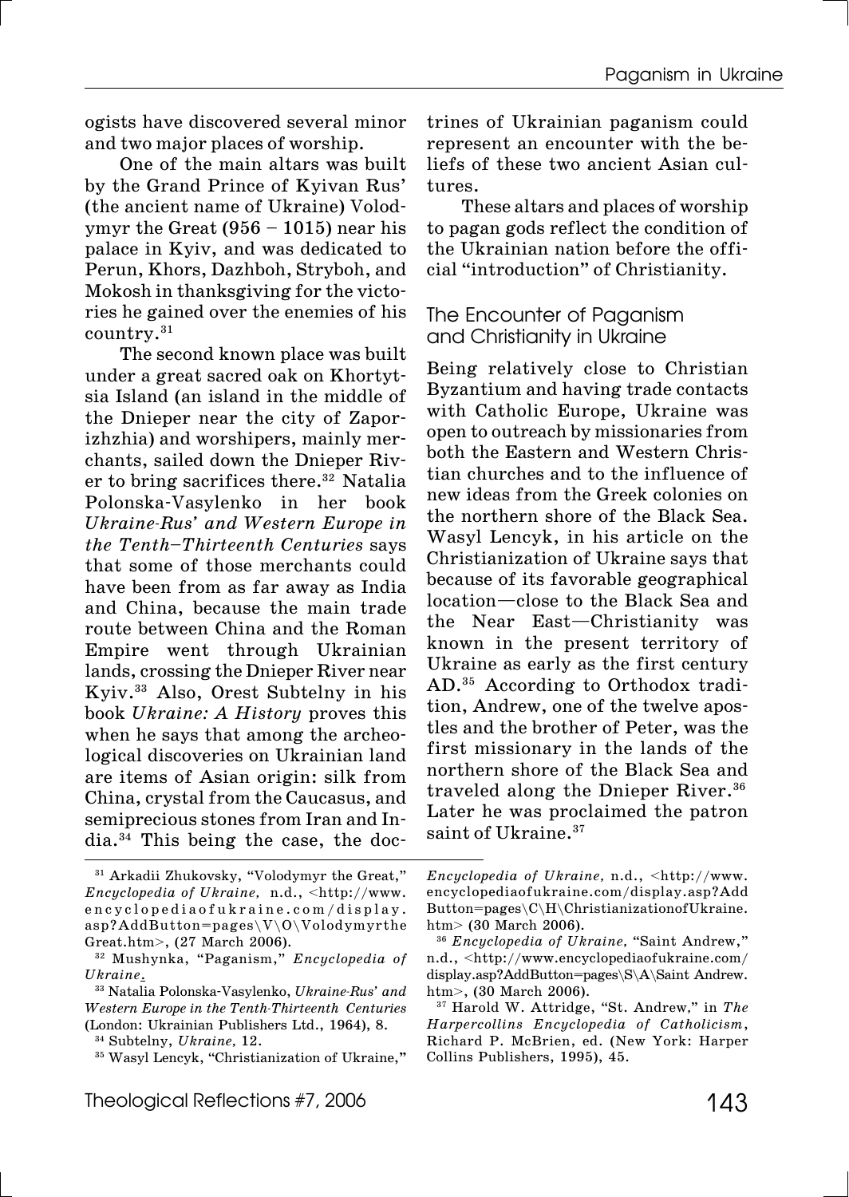ogists have discovered several minor and two major places of worship.

One of the main altars was built by the Grand Prince of Kyivan Rus' (the ancient name of Ukraine) Volodymyr the Great (956 – 1015) near his palace in Kyiv, and was dedicated to Perun, Khors, Dazhboh, Stryboh, and Mokosh in thanksgiving for the victories he gained over the enemies of his country.[31]

The second known place was built under a great sacred oak on Khortytsia Island (an island in the middle of the Dnieper near the city of Zaporizhzhia) and worshipers, mainly merchants, sailed down the Dnieper River to bring sacrifices there.[32] Natalia Polonska-Vasylenko in her book *Ukraine-Rus' and Western Europe in the Tenth–Thirteenth Centuries* says that some of those merchants could have been from as far away as India and China, because the main trade route between China and the Roman Empire went through Ukrainian lands, crossing the Dnieper River near Kyiv.[33] Also, Orest Subtelny in his book *Ukraine: A History* proves this when he says that among the archeological discoveries on Ukrainian land are items of Asian origin: silk from China, crystal from the Caucasus, and semiprecious stones from Iran and India.[34] This being the case, the doctrines of Ukrainian paganism could represent an encounter with the beliefs of these two ancient Asian cultures.

These altars and places of worship to pagan gods reflect the condition of the Ukrainian nation before the official "introduction" of Christianity.

## The Encounter of Paganism and Christianity in Ukraine

Being relatively close to Christian Byzantium and having trade contacts with Catholic Europe, Ukraine was open to outreach by missionaries from both the Eastern and Western Christian churches and to the influence of new ideas from the Greek colonies on the northern shore of the Black Sea. Wasyl Lencyk, in his article on the Christianization of Ukraine says that because of its favorable geographical location—close to the Black Sea and the Near East—Christianity was known in the present territory of Ukraine as early as the first century AD.[35] According to Orthodox tradition, Andrew, one of the twelve apostles and the brother of Peter, was the first missionary in the lands of the northern shore of the Black Sea and traveled along the Dnieper River.[36] Later he was proclaimed the patron saint of Ukraine.[37]

---

[31] Arkadii Zhukovsky, "Volodymyr the Great," *Encyclopedia of Ukraine,* n.d., <http://www.encyclopediaofukraine.com/display.asp?AddButton=pages\V\O\Volodymyrthe Great.htm>, (27 March 2006).

[32] Mushynka, "Paganism," *Encyclopedia of Ukraine*.

[33] Natalia Polonska-Vasylenko, *Ukraine-Rus' and Western Europe in the Tenth-Thirteenth Centuries* (London: Ukrainian Publishers Ltd., 1964), 8.

[34] Subtelny, *Ukraine,* 12.

[35] Wasyl Lencyk, "Christianization of Ukraine," *Encyclopedia of Ukraine,* n.d., <http://www.encyclopediaofukraine.com/display.asp?AddButton=pages\C\H\ChristianizationofUkraine.htm> (30 March 2006).

[36] *Encyclopedia of Ukraine,* "Saint Andrew," n.d., <http://www.encyclopediaofukraine.com/display.asp?AddButton=pages\S\A\Saint Andrew.htm>, (30 March 2006).

[37] Harold W. Attridge, "St. Andrew," in *The Harpercollins Encyclopedia of Catholicism*, Richard P. McBrien, ed. (New York: Harper Collins Publishers, 1995), 45.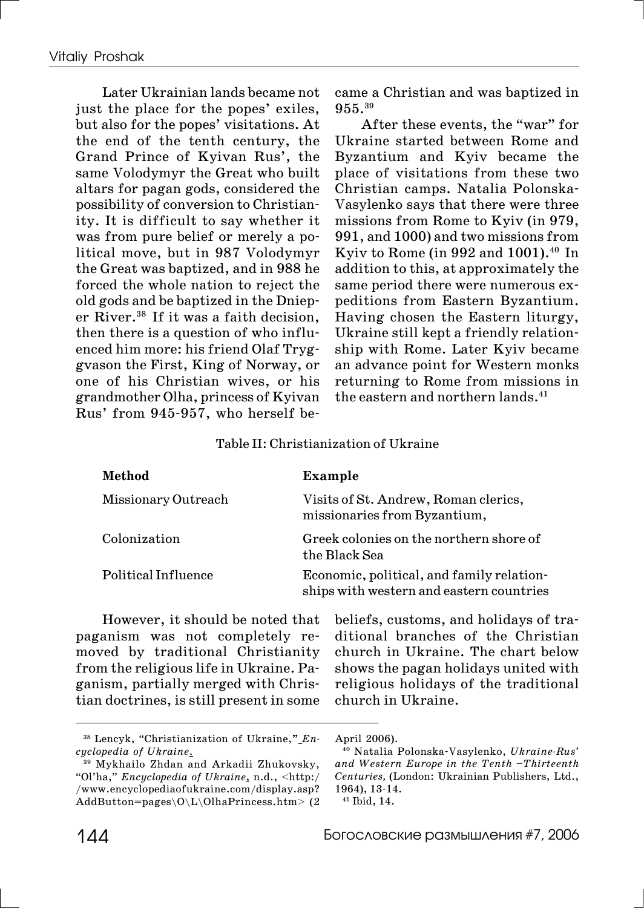Later Ukrainian lands became not just the place for the popes' exiles, but also for the popes' visitations. At the end of the tenth century, the Grand Prince of Kyivan Rus', the same Volodymyr the Great who built altars for pagan gods, considered the possibility of conversion to Christianity. It is difficult to say whether it was from pure belief or merely a political move, but in 987 Volodymyr the Great was baptized, and in 988 he forced the whole nation to reject the old gods and be baptized in the Dnieper River.[38] If it was a faith decision, then there is a question of who influenced him more: his friend Olaf Tryggvason the First, King of Norway, or one of his Christian wives, or his grandmother Olha, princess of Kyivan Rus' from 945-957, who herself became a Christian and was baptized in 955.[39]

After these events, the "war" for Ukraine started between Rome and Byzantium and Kyiv became the place of visitations from these two Christian camps. Natalia Polonska-Vasylenko says that there were three missions from Rome to Kyiv (in 979, 991, and 1000) and two missions from Kyiv to Rome (in 992 and 1001).[40] In addition to this, at approximately the same period there were numerous expeditions from Eastern Byzantium. Having chosen the Eastern liturgy, Ukraine still kept a friendly relationship with Rome. Later Kyiv became an advance point for Western monks returning to Rome from missions in the eastern and northern lands.[41]

Table II: Christianization of Ukraine

| **Method** | **Example** |
|---|---|
| Missionary Outreach | Visits of St. Andrew, Roman clerics, missionaries from Byzantium, |
| Colonization | Greek colonies on the northern shore of the Black Sea |
| Political Influence | Economic, political, and family relationships with western and eastern countries |

However, it should be noted that paganism was not completely removed by traditional Christianity from the religious life in Ukraine. Paganism, partially merged with Christian doctrines, is still present in some beliefs, customs, and holidays of traditional branches of the Christian church in Ukraine. The chart below shows the pagan holidays united with religious holidays of the traditional church in Ukraine.

---

[38] Lencyk, "Christianization of Ukraine," *Encyclopedia of Ukraine*.

[39] Mykhailo Zhdan and Arkadii Zhukovsky, "Ol'ha," *Encyclopedia of Ukraine*, n.d., <http://www.encyclopediaofukraine.com/display.asp?AddButton=pages\O\L\OlhaPrincess.htm> (2 April 2006).

[40] Natalia Polonska-Vasylenko, *Ukraine-Rus' and Western Europe in the Tenth –Thirteenth Centuries*, (London: Ukrainian Publishers, Ltd., 1964), 13-14.

[41] Ibid, 14.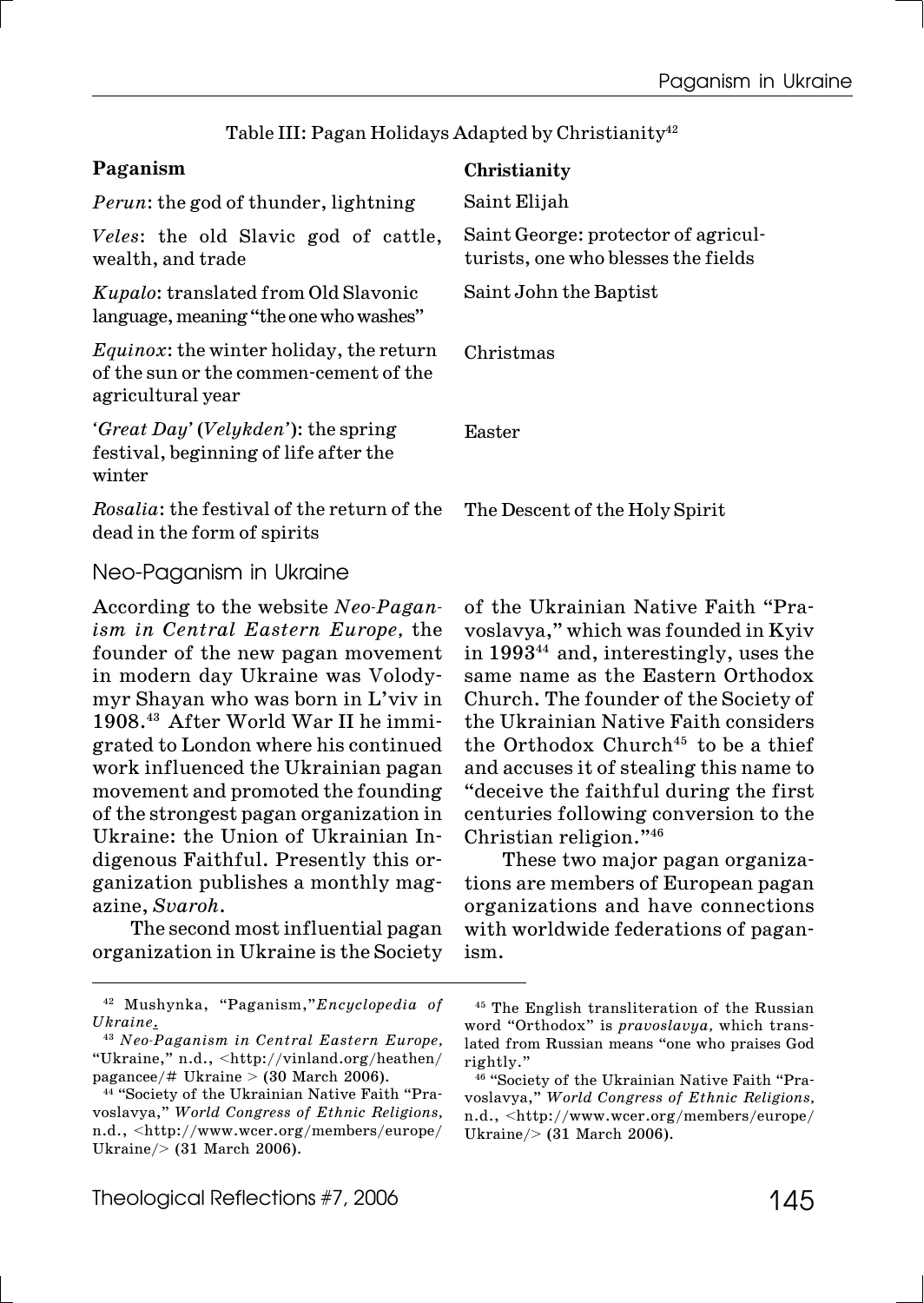Table III: Pagan Holidays Adapted by Christianity[42]

| **Paganism** | **Christianity** |
|---|---|
| *Perun*: the god of thunder, lightning | Saint Elijah |
| *Veles*: the old Slavic god of cattle, wealth, and trade | Saint George: protector of agriculturists, one who blesses the fields |
| *Kupalo*: translated from Old Slavonic language, meaning "the one who washes" | Saint John the Baptist |
| *Equinox*: the winter holiday, the return of the sun or the commen-cement of the agricultural year | Christmas |
| '*Great Day*' (*Velykden*'): the spring festival, beginning of life after the winter | Easter |
| *Rosalia*: the festival of the return of the dead in the form of spirits | The Descent of the Holy Spirit |

## Neo-Paganism in Ukraine

According to the website *Neo-Paganism in Central Eastern Europe,* the founder of the new pagan movement in modern day Ukraine was Volodymyr Shayan who was born in L'viv in 1908.[43] After World War II he immigrated to London where his continued work influenced the Ukrainian pagan movement and promoted the founding of the strongest pagan organization in Ukraine: the Union of Ukrainian Indigenous Faithful. Presently this organization publishes a monthly magazine, *Svaroh*.

The second most influential pagan organization in Ukraine is the Society of the Ukrainian Native Faith "Pravoslavya," which was founded in Kyiv in 1993[44] and, interestingly, uses the same name as the Eastern Orthodox Church. The founder of the Society of the Ukrainian Native Faith considers the Orthodox Church[45] to be a thief and accuses it of stealing this name to "deceive the faithful during the first centuries following conversion to the Christian religion."[46]

These two major pagan organizations are members of European pagan organizations and have connections with worldwide federations of paganism.

---

[42] Mushynka, "Paganism,"*Encyclopedia of Ukraine*.

[43] *Neo-Paganism in Central Eastern Europe,* "Ukraine," n.d., <http://vinland.org/heathen/pagancee/# Ukraine > (30 March 2006).

[44] "Society of the Ukrainian Native Faith "Pravoslavya," *World Congress of Ethnic Religions,* n.d., <http://www.wcer.org/members/europe/Ukraine/> (31 March 2006).

[45] The English transliteration of the Russian word "Orthodox" is *pravoslavya,* which translated from Russian means "one who praises God rightly."

[46] "Society of the Ukrainian Native Faith "Pravoslavya," *World Congress of Ethnic Religions,* n.d., <http://www.wcer.org/members/europe/Ukraine/> (31 March 2006).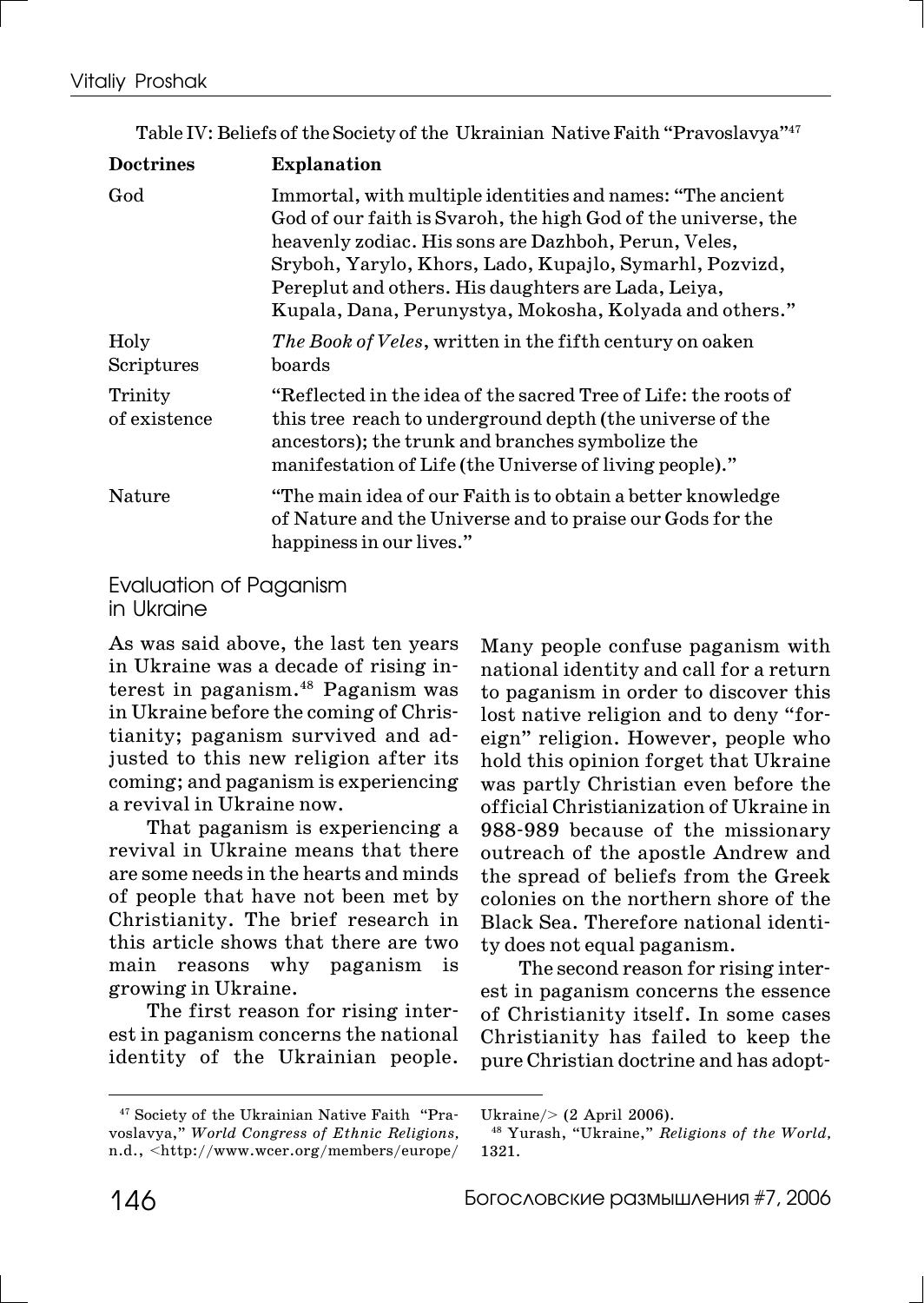Table IV: Beliefs of the Society of the Ukrainian Native Faith "Pravoslavya"[47]

| Doctrines | Explanation |
|---|---|
| God | Immortal, with multiple identities and names: "The ancient God of our faith is Svaroh, the high God of the universe, the heavenly zodiac. His sons are Dazhboh, Perun, Veles, Sryboh, Yarylo, Khors, Lado, Kupajlo, Symarhl, Pozvizd, Pereplut and others. His daughters are Lada, Leiya, Kupala, Dana, Perunystya, Mokosha, Kolyada and others." |
| Holy Scriptures | *The Book of Veles*, written in the fifth century on oaken boards |
| Trinity of existence | "Reflected in the idea of the sacred Tree of Life: the roots of this tree reach to underground depth (the universe of the ancestors); the trunk and branches symbolize the manifestation of Life (the Universe of living people)." |
| Nature | "The main idea of our Faith is to obtain a better knowledge of Nature and the Universe and to praise our Gods for the happiness in our lives." |

## Evaluation of Paganism in Ukraine

As was said above, the last ten years in Ukraine was a decade of rising interest in paganism.[48] Paganism was in Ukraine before the coming of Christianity; paganism survived and adjusted to this new religion after its coming; and paganism is experiencing a revival in Ukraine now.

That paganism is experiencing a revival in Ukraine means that there are some needs in the hearts and minds of people that have not been met by Christianity. The brief research in this article shows that there are two main reasons why paganism is growing in Ukraine.

The first reason for rising interest in paganism concerns the national identity of the Ukrainian people. Many people confuse paganism with national identity and call for a return to paganism in order to discover this lost native religion and to deny "foreign" religion. However, people who hold this opinion forget that Ukraine was partly Christian even before the official Christianization of Ukraine in 988-989 because of the missionary outreach of the apostle Andrew and the spread of beliefs from the Greek colonies on the northern shore of the Black Sea. Therefore national identity does not equal paganism.

The second reason for rising interest in paganism concerns the essence of Christianity itself. In some cases Christianity has failed to keep the pure Christian doctrine and has adopt-

---

[47] Society of the Ukrainian Native Faith "Pravoslavya," *World Congress of Ethnic Religions*, n.d., <http://www.wcer.org/members/europe/Ukraine/> (2 April 2006).

[48] Yurash, "Ukraine," *Religions of the World*, 1321.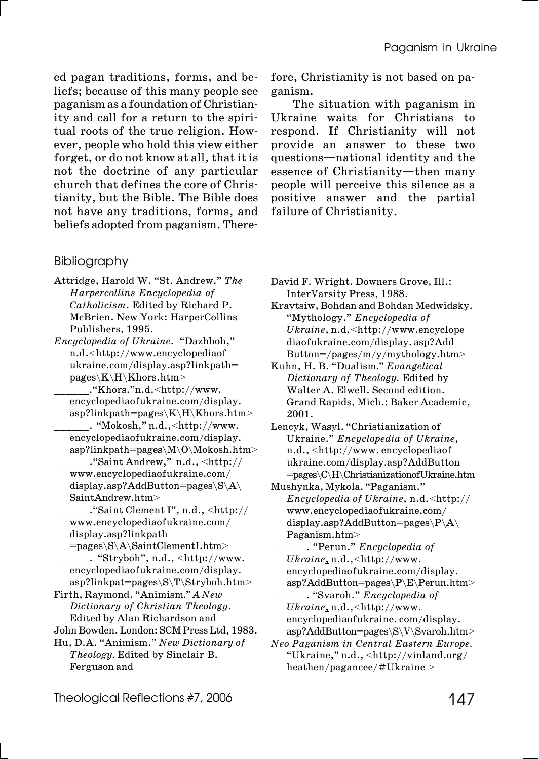ed pagan traditions, forms, and beliefs; because of this many people see paganism as a foundation of Christianity and call for a return to the spiritual roots of the true religion. However, people who hold this view either forget, or do not know at all, that it is not the doctrine of any particular church that defines the core of Christianity, but the Bible. The Bible does not have any traditions, forms, and beliefs adopted from paganism. Therefore, Christianity is not based on paganism.

The situation with paganism in Ukraine waits for Christians to respond. If Christianity will not provide an answer to these two questions—national identity and the essence of Christianity—then many people will perceive this silence as a positive answer and the partial failure of Christianity.

## Bibliography

Attridge, Harold W. "St. Andrew." *The Harpercollins Encyclopedia of Catholicism*. Edited by Richard P. McBrien. New York: HarperCollins Publishers, 1995.

*Encyclopedia of Ukraine*. "Dazhboh," n.d.<http://www.encyclopediaofukraine.com/display.asp?linkpath=pages\K\H\Khors.htm>

_______."Khors."n.d.<http://www.encyclopediaofukraine.com/display.asp?linkpath=pages\K\H\Khors.htm>

_______. "Mokosh," n.d.,<http://www.encyclopediaofukraine.com/display.asp?linkpath=pages\M\O\Mokosh.htm>

_______."Saint Andrew," n.d., <http://www.encyclopediaofukraine.com/display.asp?AddButton=pages\S\A\SaintAndrew.htm>

_______."Saint Clement I", n.d., <http://www.encyclopediaofukraine.com/display.asp?linkpath=pages\S\A\SaintClementI.htm>

_______. "Stryboh", n.d., <http://www.encyclopediaofukraine.com/display.asp?linkpat=pages\S\T\Stryboh.htm>

Firth, Raymond. "Animism." *A New Dictionary of Christian Theology*. Edited by Alan Richardson and John Bowden. London: SCM Press Ltd, 1983.

Hu, D.A. "Animism." *New Dictionary of Theology.* Edited by Sinclair B. Ferguson and David F. Wright. Downers Grove, Ill.: InterVarsity Press, 1988.

Kravtsiw, Bohdan and Bohdan Medwidsky. "Mythology." *Encyclopedia of Ukraine*, n.d.<http://www.encyclopediaofukraine.com/display.asp?AddButton=/pages/m/y/mythology.htm>

Kuhn, H. B. "Dualism." *Evangelical Dictionary of Theology.* Edited by Walter A. Elwell. Second edition. Grand Rapids, Mich.: Baker Academic, 2001.

Lencyk, Wasyl. "Christianization of Ukraine." *Encyclopedia of Ukraine*, n.d., <http://www.encyclopediaofukraine.com/display.asp?AddButton=pages\C\H\ChristianizationofUkraine.htm

Mushynka, Mykola. "Paganism." *Encyclopedia of Ukraine*, n.d.<http://www.encyclopediaofukraine.com/display.asp?AddButton=pages\P\A\Paganism.htm>

_______. "Perun." *Encyclopedia of Ukraine*, n.d.,<http://www.encyclopediaofukraine.com/display.asp?AddButton=pages\P\E\Perun.htm>

_______. "Svaroh." *Encyclopedia of Ukraine*, n.d.,<http://www.encyclopediaofukraine.com/display.asp?AddButton=pages\S\V\Svaroh.htm>

*Neo-Paganism in Central Eastern Europe.* "Ukraine," n.d., <http://vinland.org/heathen/pagancee/#Ukraine >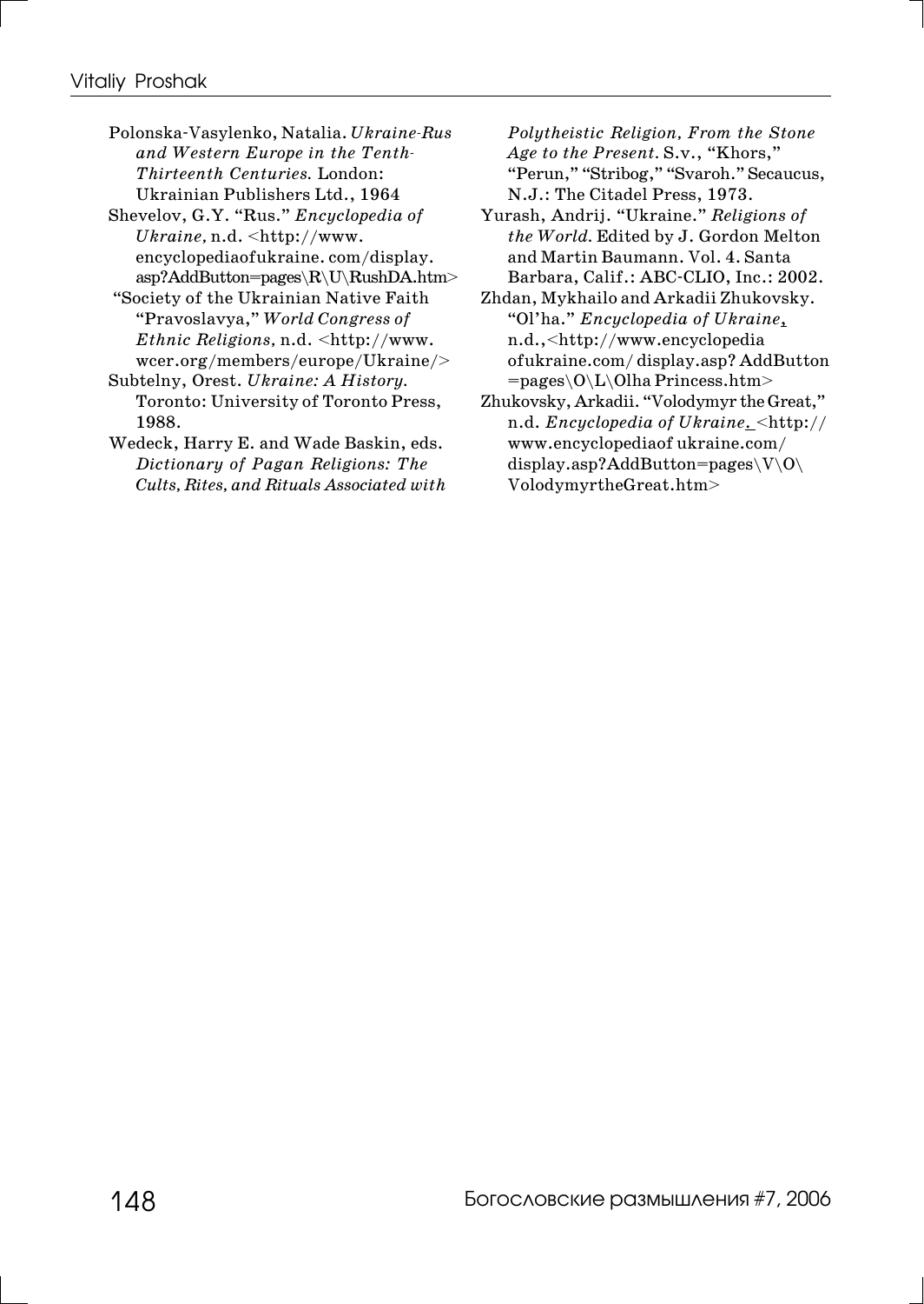Polonska-Vasylenko, Natalia. *Ukraine-Rus and Western Europe in the Tenth-Thirteenth Centuries.* London: Ukrainian Publishers Ltd., 1964

Shevelov, G.Y. "Rus." *Encyclopedia of Ukraine*, n.d. <http://www.encyclopediaofukraine. com/display.asp?AddButton=pages\R\U\RushDA.htm>

"Society of the Ukrainian Native Faith "Pravoslavya," *World Congress of Ethnic Religions*, n.d. <http://www.wcer.org/members/europe/Ukraine/>

Subtelny, Orest. *Ukraine: A History.* Toronto: University of Toronto Press, 1988.

Wedeck, Harry E. and Wade Baskin, eds. *Dictionary of Pagan Religions: The Cults, Rites, and Rituals Associated with Polytheistic Religion, From the Stone Age to the Present.* S.v., "Khors," "Perun," "Stribog," "Svaroh." Secaucus, N.J.: The Citadel Press, 1973.

Yurash, Andrij. "Ukraine." *Religions of the World.* Edited by J. Gordon Melton and Martin Baumann. Vol. 4. Santa Barbara, Calif.: ABC-CLIO, Inc.: 2002.

Zhdan, Mykhailo and Arkadii Zhukovsky. "Ol'ha." *Encyclopedia of Ukraine*, n.d.,<http://www.encyclopedia ofukraine.com/ display.asp? AddButton =pages\O\L\Olha Princess.htm>

Zhukovsky, Arkadii. "Volodymyr the Great," n.d. *Encyclopedia of Ukraine*. <http://www.encyclopediaof ukraine.com/display.asp?AddButton=pages\V\O\VolodymyrtheGreat.htm>